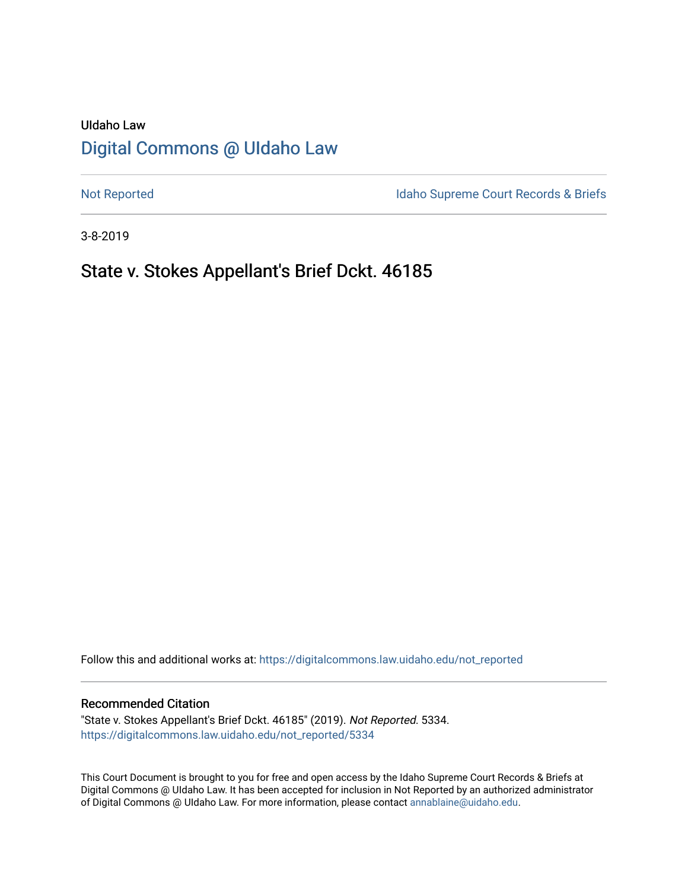UIdaho Law

# Digital Commons @ UIdaho Law

Not Reported

Idaho Supreme Court Records & Briefs

3-8-2019

## State v. Stokes Appellant's Brief Dckt. 46185

Follow this and additional works at: https://digitalcommons.law.uidaho.edu/not_reported

### Recommended Citation

"State v. Stokes Appellant's Brief Dckt. 46185" (2019). *Not Reported*. 5334.
https://digitalcommons.law.uidaho.edu/not_reported/5334

This Court Document is brought to you for free and open access by the Idaho Supreme Court Records & Briefs at Digital Commons @ UIdaho Law. It has been accepted for inclusion in Not Reported by an authorized administrator of Digital Commons @ UIdaho Law. For more information, please contact annablaine@uidaho.edu.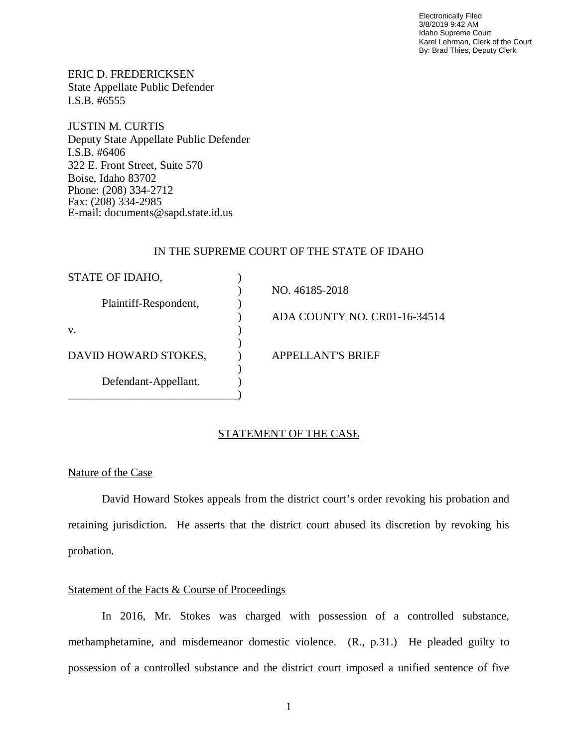Electronically Filed
3/8/2019 9:42 AM
Idaho Supreme Court
Karel Lehrman, Clerk of the Court
By: Brad Thies, Deputy Clerk

ERIC D. FREDERICKSEN
State Appellate Public Defender
I.S.B. #6555

JUSTIN M. CURTIS
Deputy State Appellate Public Defender
I.S.B. #6406
322 E. Front Street, Suite 570
Boise, Idaho 83702
Phone: (208) 334-2712
Fax: (208) 334-2985
E-mail: documents@sapd.state.id.us

IN THE SUPREME COURT OF THE STATE OF IDAHO

| | |
|---|---|
| STATE OF IDAHO, | NO. 46185-2018 |
| Plaintiff-Respondent, | ADA COUNTY NO. CR01-16-34514 |
| v. | |
| DAVID HOWARD STOKES, | APPELLANT'S BRIEF |
| Defendant-Appellant. | |

## STATEMENT OF THE CASE

### Nature of the Case

David Howard Stokes appeals from the district court's order revoking his probation and retaining jurisdiction. He asserts that the district court abused its discretion by revoking his probation.

### Statement of the Facts & Course of Proceedings

In 2016, Mr. Stokes was charged with possession of a controlled substance, methamphetamine, and misdemeanor domestic violence. (R., p.31.) He pleaded guilty to possession of a controlled substance and the district court imposed a unified sentence of five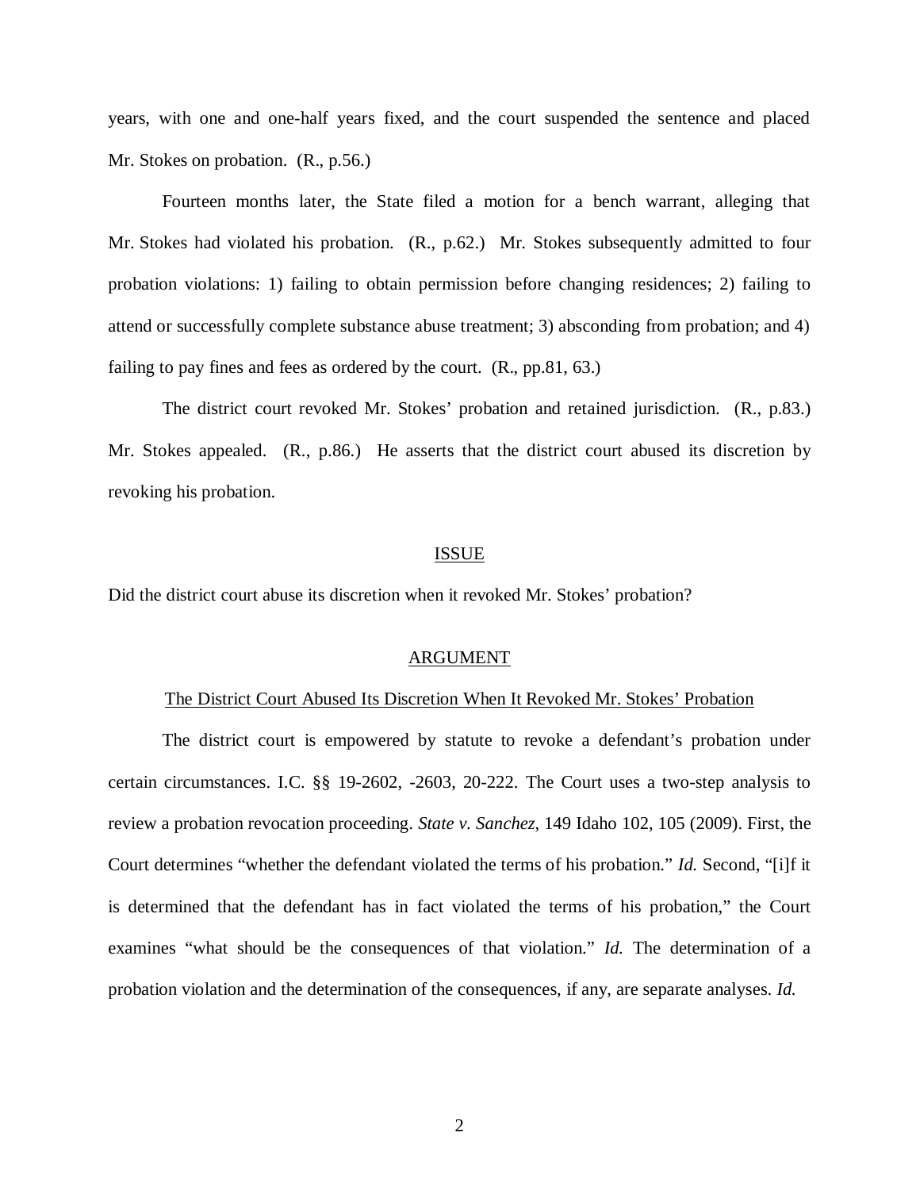years, with one and one-half years fixed, and the court suspended the sentence and placed Mr. Stokes on probation. (R., p.56.)

Fourteen months later, the State filed a motion for a bench warrant, alleging that Mr. Stokes had violated his probation. (R., p.62.) Mr. Stokes subsequently admitted to four probation violations: 1) failing to obtain permission before changing residences; 2) failing to attend or successfully complete substance abuse treatment; 3) absconding from probation; and 4) failing to pay fines and fees as ordered by the court. (R., pp.81, 63.)

The district court revoked Mr. Stokes' probation and retained jurisdiction. (R., p.83.) Mr. Stokes appealed. (R., p.86.) He asserts that the district court abused its discretion by revoking his probation.

## ISSUE

Did the district court abuse its discretion when it revoked Mr. Stokes' probation?

## ARGUMENT

### The District Court Abused Its Discretion When It Revoked Mr. Stokes' Probation

The district court is empowered by statute to revoke a defendant's probation under certain circumstances. I.C. §§ 19-2602, -2603, 20-222. The Court uses a two-step analysis to review a probation revocation proceeding. *State v. Sanchez*, 149 Idaho 102, 105 (2009). First, the Court determines "whether the defendant violated the terms of his probation." *Id.* Second, "[i]f it is determined that the defendant has in fact violated the terms of his probation," the Court examines "what should be the consequences of that violation." *Id.* The determination of a probation violation and the determination of the consequences, if any, are separate analyses. *Id.*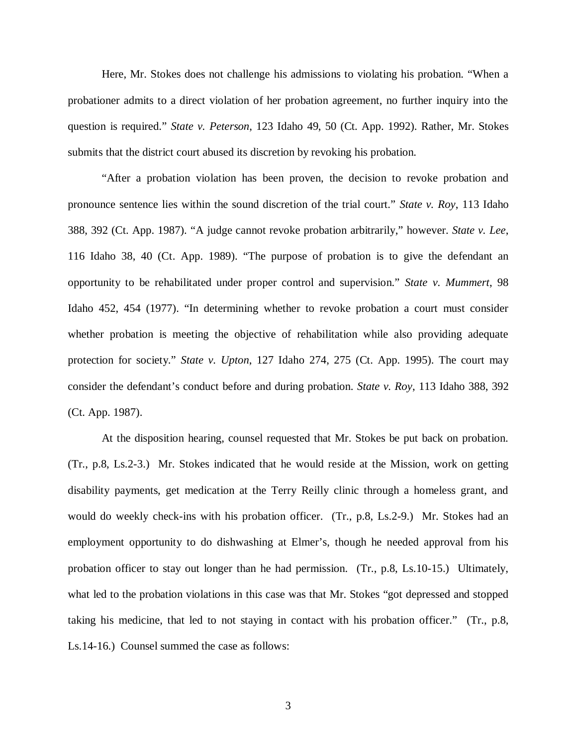Here, Mr. Stokes does not challenge his admissions to violating his probation. "When a probationer admits to a direct violation of her probation agreement, no further inquiry into the question is required." *State v. Peterson*, 123 Idaho 49, 50 (Ct. App. 1992). Rather, Mr. Stokes submits that the district court abused its discretion by revoking his probation.

"After a probation violation has been proven, the decision to revoke probation and pronounce sentence lies within the sound discretion of the trial court." *State v. Roy*, 113 Idaho 388, 392 (Ct. App. 1987). "A judge cannot revoke probation arbitrarily," however. *State v. Lee*, 116 Idaho 38, 40 (Ct. App. 1989). "The purpose of probation is to give the defendant an opportunity to be rehabilitated under proper control and supervision." *State v. Mummert*, 98 Idaho 452, 454 (1977). "In determining whether to revoke probation a court must consider whether probation is meeting the objective of rehabilitation while also providing adequate protection for society." *State v. Upton*, 127 Idaho 274, 275 (Ct. App. 1995). The court may consider the defendant's conduct before and during probation. *State v. Roy*, 113 Idaho 388, 392 (Ct. App. 1987).

At the disposition hearing, counsel requested that Mr. Stokes be put back on probation. (Tr., p.8, Ls.2-3.) Mr. Stokes indicated that he would reside at the Mission, work on getting disability payments, get medication at the Terry Reilly clinic through a homeless grant, and would do weekly check-ins with his probation officer. (Tr., p.8, Ls.2-9.) Mr. Stokes had an employment opportunity to do dishwashing at Elmer's, though he needed approval from his probation officer to stay out longer than he had permission. (Tr., p.8, Ls.10-15.) Ultimately, what led to the probation violations in this case was that Mr. Stokes "got depressed and stopped taking his medicine, that led to not staying in contact with his probation officer." (Tr., p.8, Ls.14-16.) Counsel summed the case as follows: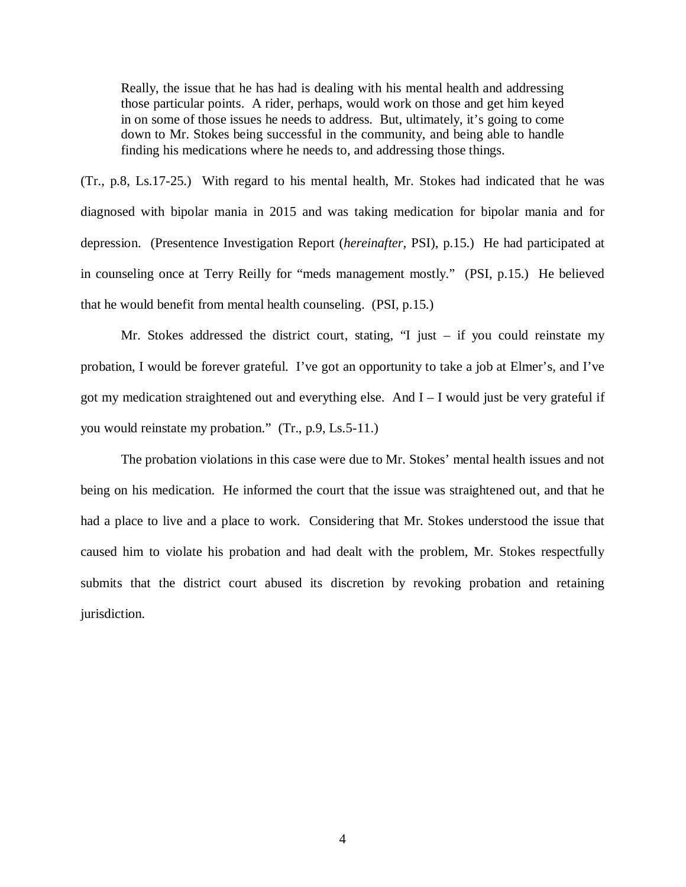> Really, the issue that he has had is dealing with his mental health and addressing those particular points. A rider, perhaps, would work on those and get him keyed in on some of those issues he needs to address. But, ultimately, it's going to come down to Mr. Stokes being successful in the community, and being able to handle finding his medications where he needs to, and addressing those things.

(Tr., p.8, Ls.17-25.) With regard to his mental health, Mr. Stokes had indicated that he was diagnosed with bipolar mania in 2015 and was taking medication for bipolar mania and for depression. (Presentence Investigation Report (*hereinafter*, PSI), p.15.) He had participated at in counseling once at Terry Reilly for "meds management mostly." (PSI, p.15.) He believed that he would benefit from mental health counseling. (PSI, p.15.)

Mr. Stokes addressed the district court, stating, "I just – if you could reinstate my probation, I would be forever grateful. I've got an opportunity to take a job at Elmer's, and I've got my medication straightened out and everything else. And I – I would just be very grateful if you would reinstate my probation." (Tr., p.9, Ls.5-11.)

The probation violations in this case were due to Mr. Stokes' mental health issues and not being on his medication. He informed the court that the issue was straightened out, and that he had a place to live and a place to work. Considering that Mr. Stokes understood the issue that caused him to violate his probation and had dealt with the problem, Mr. Stokes respectfully submits that the district court abused its discretion by revoking probation and retaining jurisdiction.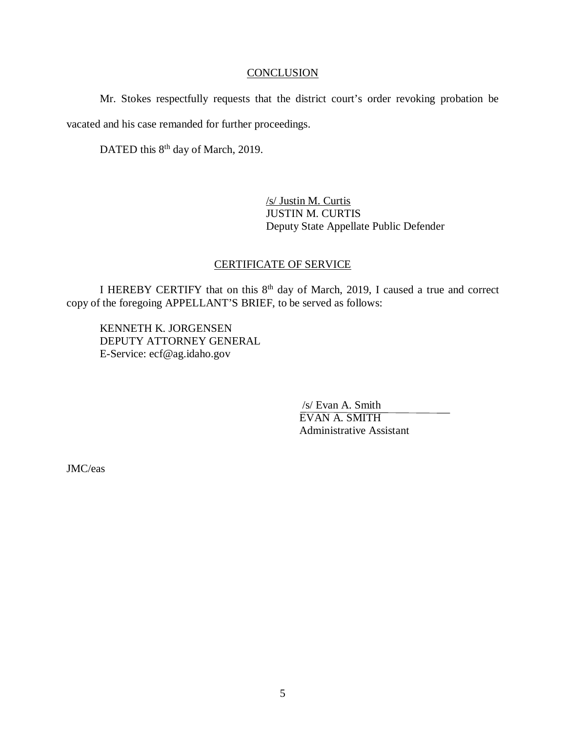## CONCLUSION

Mr. Stokes respectfully requests that the district court's order revoking probation be vacated and his case remanded for further proceedings.

DATED this 8th day of March, 2019.

/s/ Justin M. Curtis
JUSTIN M. CURTIS
Deputy State Appellate Public Defender

## CERTIFICATE OF SERVICE

I HEREBY CERTIFY that on this 8th day of March, 2019, I caused a true and correct copy of the foregoing APPELLANT'S BRIEF, to be served as follows:

KENNETH K. JORGENSEN
DEPUTY ATTORNEY GENERAL
E-Service: ecf@ag.idaho.gov

/s/ Evan A. Smith
EVAN A. SMITH
Administrative Assistant

JMC/eas